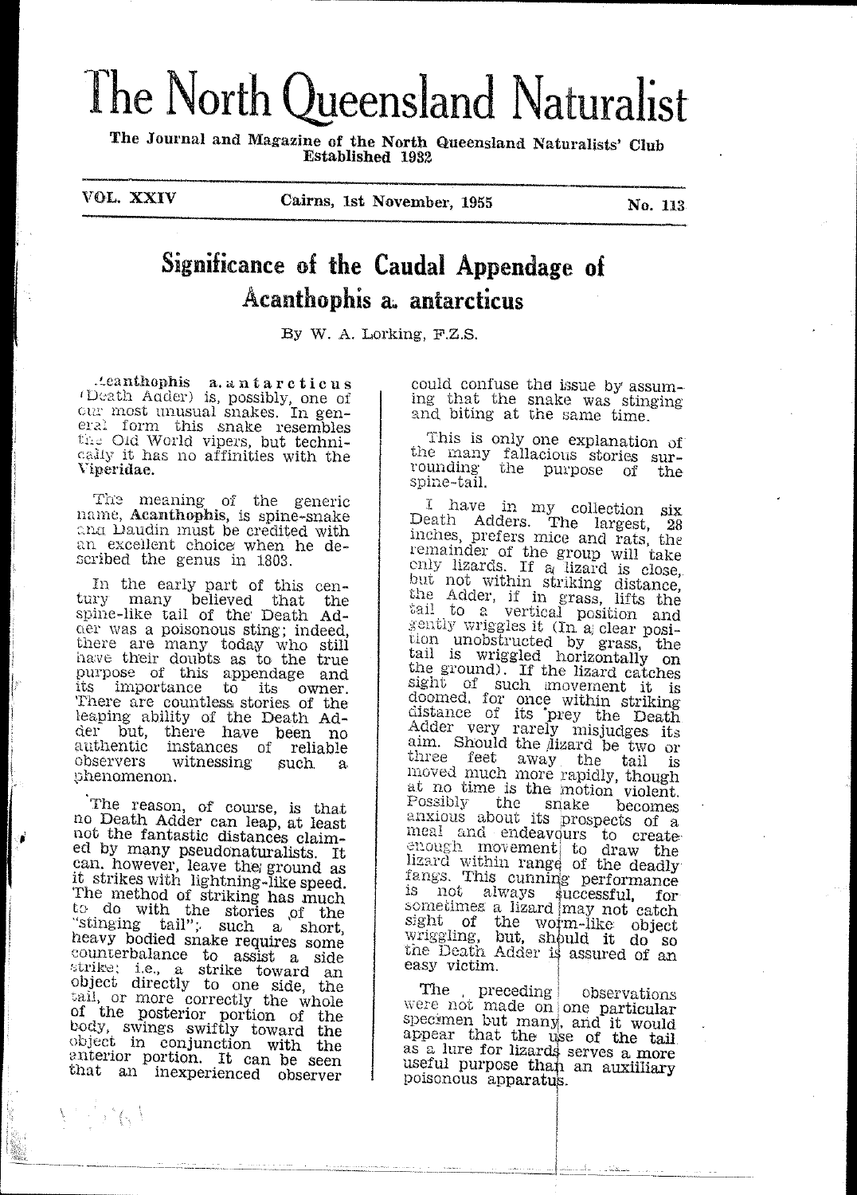# The North Queensland Naturalist

**The Journal and Magazine of the North Queensland Naturalists' Club Established 1932**

VOL. XXIV — Cairns, 1st November, 1955 — No. 113

## Significance of the Caudal Appendage of Acanthophis a. antarcticus

By W. A. Lorking, F.Z.S.

**Acanthophis a. antarcticus** (Death Adder) is, possibly, one of our most unusual snakes. In general form this snake resembles the Old World vipers, but technically it has no affinities with the **Viperidae.**

The meaning of the generic name, **Acanthophis**, is spine-snake and Daudin must be credited with an excellent choice when he described the genus in 1803.

In the early part of this century many believed that the spine-like tail of the Death Adder was a poisonous sting; indeed, there are many today who still have their doubts as to the true purpose of this appendage and its importance to its owner. There are countless stories of the leaping ability of the Death Adder but, there have been no authentic instances of reliable observers witnessing such a phenomenon.

The reason, of course, is that no Death Adder can leap, at least not the fantastic distances claimed by many pseudonaturalists. It can, however, leave the ground as it strikes with lightning-like speed. The method of striking has much to do with the stories of the "stinging tail"; such a short, heavy bodied snake requires some counterbalance to assist a side strike; i.e., a strike toward an object directly to one side, the tail, or more correctly the whole of the posterior portion of the body, swings swiftly toward the object in conjunction with the anterior portion. It can be seen that an inexperienced observer could confuse the issue by assuming that the snake was stinging and biting at the same time.

This is only one explanation of the many fallacious stories surrounding the purpose of the spine-tail.

I have in my collection six Death Adders. The largest, 28 inches, prefers mice and rats, the remainder of the group will take only lizards. If a lizard is close, but not within striking distance, the Adder, if in grass, lifts the tail to a vertical position and gently wriggles it (In a clear position unobstructed by grass, the tail is wriggled horizontally on the ground). If the lizard catches sight of such movement it is doomed, for once within striking distance of its prey the Death Adder very rarely misjudges its aim. Should the lizard be two or three feet away the tail is moved much more rapidly, though at no time is the motion violent. Possibly the snake becomes anxious about its prospects of a meal and endeavours to create enough movement to draw the lizard within range of the deadly fangs. This cunning performance is not always successful, for sometimes a lizard may not catch sight of the worm-like object wriggling, but, should it do so the Death Adder is assured of an easy victim.

The preceding observations were not made on one particular specimen but many, and it would appear that the use of the tail as a lure for lizards serves a more useful purpose than an auxiliary poisonous apparatus.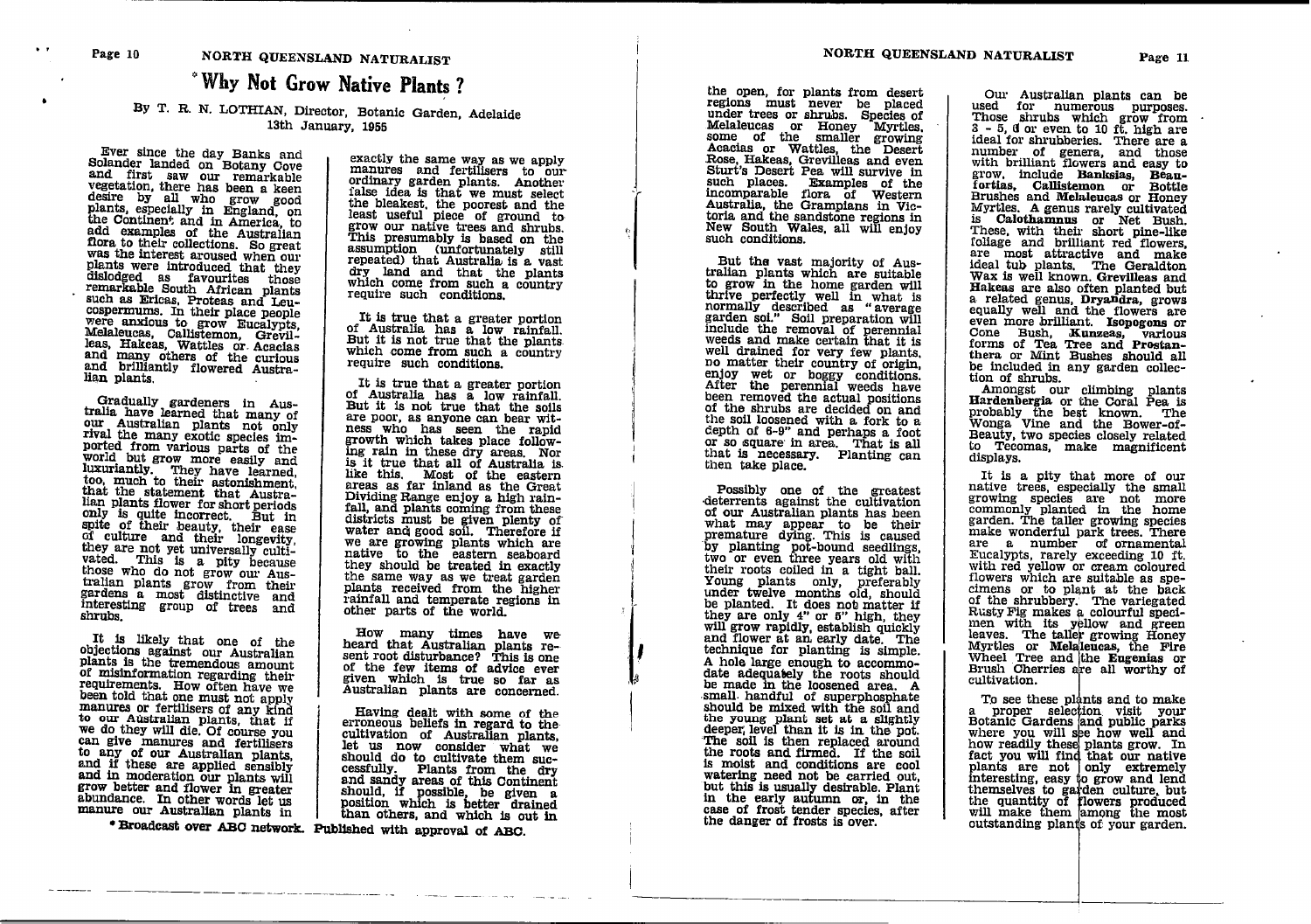# *Why Not Grow Native Plants ?

By T. R. N. LOTHIAN, Director, Botanic Garden, Adelaide
13th January, 1956

Ever since the day Banks and Solander landed on Botany Cove and first saw our remarkable vegetation, there has been a keen desire by all who grow good plants, especially in England, on the Continent and in America, to add examples of the Australian flora to their collections. So great was the interest aroused when our plants were introduced that they dislodged as favourites those remarkable South African plants such as Ericas, Proteas and Leucospermums. In their place people were anxious to grow Eucalypts, Melaleucas, Callistemon, Grevilleas, Hakeas, Wattles or Acacias and many others of the curious and brilliantly flowered Australian plants.

Gradually gardeners in Australia have learned that many of our Australian plants not only rival the many exotic species imported from various parts of the world but grow more easily and luxuriantly. They have learned, too, much to their astonishment, that the statement that Australian plants flower for short periods only is quite incorrect. But in spite of their beauty, their ease of culture and their longevity, they are not yet universally cultivated. This is a pity because those who do not grow our Australian plants grow from their gardens a most distinctive and interesting group of trees and shrubs.

It is likely that one of the objections against our Australian plants is the tremendous amount of misinformation regarding their requirements. How often have we been told that one must not apply manures or fertilisers of any kind to our Australian plants, that if we do they will die. Of course you can give manures and fertilisers to any of our Australian plants, and if these are applied sensibly and in moderation our plants will grow better and flower in greater abundance. In other words let us manure our Australian plants in exactly the same way as we apply manures and fertilisers to our ordinary garden plants. Another false idea is that we must select the bleakest, the poorest and the least useful piece of ground to grow our native trees and shrubs. This presumably is based on the assumption (unfortunately still repeated) that Australia is a vast dry land and that the plants which come from such a country require such conditions.

It is true that a greater portion of Australia has a low rainfall. But it is not true that the plants which come from such a country require such conditions.

It is true that a greater portion of Australia has a low rainfall. But it is not true that the soils are poor, as anyone can bear witness who has seen the rapid growth which takes place following rain in these dry areas. Nor is it true that all of Australia is like this. Most of the eastern areas as far inland as the Great Dividing Range enjoy a high rainfall, and plants coming from these districts must be given plenty of water and good soil. Therefore if we are growing plants which are native to the eastern seaboard they should be treated in exactly the same way as we treat garden plants received from the higher rainfall and temperate regions in other parts of the world.

How many times have we heard that Australian plants resent root disturbance? This is one of the few items of advice ever given which is true so far as Australian plants are concerned.

Having dealt with some of the erroneous beliefs in regard to the cultivation of Australian plants, let us now consider what we should do to cultivate them successfully. Plants from the dry and sandy areas of this Continent should, if possible, be given a position which is better drained than others, and which is out in the open, for plants from desert regions must never be placed under trees or shrubs. Species of Melaleucas or Honey Myrtles, some of the smaller growing Acacias or Wattles, the Desert Rose, Hakeas, Grevilleas and even Sturt's Desert Pea will survive in such places. Examples of the incomparable flora of Western Australia, the Grampians in Victoria and the sandstone regions in New South Wales, all will enjoy such conditions.

But the vast majority of Australian plants which are suitable to grow in the home garden will thrive perfectly well in what is normally described as "average garden soil." Soil preparation will include the removal of perennial weeds and make certain that it is well drained for very few plants, no matter their country of origin, enjoy wet or boggy conditions. After the perennial weeds have been removed the actual positions of the shrubs are decided on and the soil loosened with a fork to a depth of 6-9" and perhaps a foot or so square in area. That is all that is necessary. Planting can then take place.

Possibly one of the greatest deterrents against the cultivation of our Australian plants has been what may appear to be their premature dying. This is caused by planting pot-bound seedlings, two or even three years old with their roots coiled in a tight ball. Young plants only, preferably under twelve months old, should be planted. It does not matter if they are only 4" or 5" high, they will grow rapidly, establish quickly and flower at an early date. The technique for planting is simple. A hole large enough to accommodate adequately the roots should be made in the loosened area. A small handful of superphosphate should be mixed with the soil and the young plant set at a slightly deeper level than it is in the pot. The soil is then replaced around the roots and firmed. If the soil is moist and conditions are cool watering need not be carried out, but this is usually desirable. Plant in the early autumn or, in the case of frost tender species, after the danger of frosts is over.

Our Australian plants can be used for numerous purposes. Those shrubs which grow from 3 - 5, 8 or even to 10 ft. high are ideal for shrubberies. There are a number of genera, and those with brilliant flowers and easy to grow, include **Banksias**, **Beaufortias**, **Callistemon** or Bottle Brushes and **Melaleucas** or Honey Myrtles. A genus rarely cultivated is **Calothamnus** or Net Bush. These, with their short pine-like foliage and brilliant red flowers, are most attractive and make ideal tub plants. The Geraldton Wax is well known. **Grevilleas** and **Hakeas** are also often planted but a related genus, **Dryandra**, grows equally well and the flowers are even more brilliant. **Isopogons** or Cone Bush, **Kunzeas**, various forms of Tea Tree and **Prostanthera** or Mint Bushes should all be included in any garden collection of shrubs.

Amongst our climbing plants **Hardenbergia** or the Coral Pea is probably the best known. The Wonga Vine and the Bower-of-Beauty, two species closely related to Tecomas, make magnificent displays.

It is a pity that more of our native trees, especially the small growing species are not more commonly planted in the home garden. The taller growing species make wonderful park trees. There are a number of ornamental Eucalypts, rarely exceeding 10 ft. with red yellow or cream coloured flowers which are suitable as specimens or to plant at the back of the shrubbery. The variegated Rusty Fig makes a colourful specimen with its yellow and green leaves. The taller growing Honey Myrtles or **Melaleucas**, the Fire Wheel Tree and the **Eugenias** or Brush Cherries are all worthy of cultivation.

To see these plants and to make a proper selection visit your Botanic Gardens and public parks where you will see how well and how readily these plants grow. In fact you will find that our native plants are not only extremely interesting, easy to grow and lend themselves to garden culture, but the quantity of flowers produced will make them among the most outstanding plants of your garden.

* Broadcast over ABC network. Published with approval of ABC.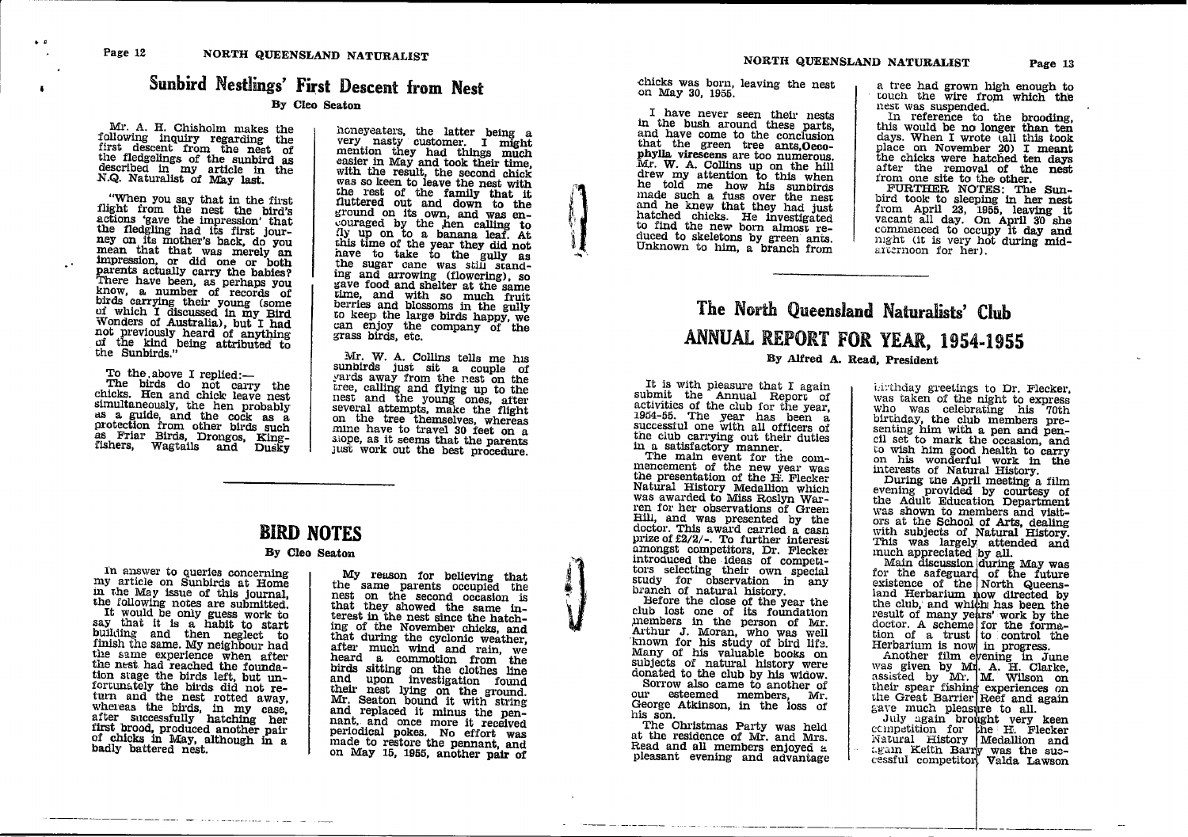# Sunbird Nestlings' First Descent from Nest

**By Cleo Seaton**

Mr. A. H. Chisholm makes the following inquiry regarding the first descent from the nest of the fledgelings of the sunbird as described in my article in the N.Q. Naturalist of May last.

"When you say that in the first flight from the nest the bird's actions 'gave the impression' that the fledgling had its first journey on its mother's back, do you mean that that was merely an impression, or did one or both parents actually carry the babies? There have been, as perhaps you know, a number of records of birds carrying their young (some of which I discussed in my Bird Wonders of Australia), but I had not previously heard of anything of the kind being attributed to the Sunbirds."

To the above I replied:—

The birds do not carry the chicks. Hen and chick leave nest simultaneously, the hen probably as a guide, and the cock as a protection from other birds such as Friar Birds, Drongos, Kingfishers, Wagtails and Dusky honeyeaters, the latter being a very nasty customer. I might mention they had things much easier in May and took their time, with the result, the second chick was so keen to leave the nest with the rest of the family that it fluttered out and down to the ground on its own, and was encouraged by the hen calling to fly up on to a banana leaf. At this time of the year they did not have to take to the gully as the sugar cane was still standing and arrowing (flowering), so gave food and shelter at the same time, and with so much fruit berries and blossoms in the gully to keep the large birds happy, we can enjoy the company of the grass birds, etc.

Mr. W. A. Collins tells me his sunbirds just sit a couple of yards away from the nest on the tree, calling and flying up to the nest and the young ones, after several attempts, make the flight on the tree themselves, whereas mine have to travel 30 feet on a slope, as it seems that the parents just work out the best procedure.

---

# BIRD NOTES

**By Cleo Seaton**

In answer to queries concerning my article on Sunbirds at Home in the May issue of this journal, the following notes are submitted.

It would be only guess work to say that it is a habit to start building and then neglect to finish the same. My neighbour had the same experience when after the nest had reached the foundation stage the birds left, but unfortunately the birds did not return and the nest rotted away, whereas the birds, in my case, after successfully hatching her first brood, produced another pair of chicks in May, although in a badly battered nest.

My reason for believing that the same parents occupied the nest on the second occasion is that they showed the same interest in the nest since the hatching of the November chicks, and that during the cyclonic weather, after much wind and rain, we heard a commotion from the birds sitting on the clothes line and upon investigation found their nest lying on the ground. Mr. Seaton bound it with string and replaced it minus the pennant, and once more it received periodical pokes. No effort was made to restore the pennant, and on May 15, 1955, another pair of chicks was born, leaving the nest on May 30, 1955.

I have never seen their nests in the bush around these parts, and have come to the conclusion that the green tree ants, Oecophylla virescens are too numerous. Mr. W. A. Collins up on the hill drew my attention to this when he told me how his sunbirds made such a fuss over the nest and he knew that they had just hatched chicks. He investigated to find the new born almost reduced to skeletons by green ants. Unknown to him, a branch from a tree had grown high enough to touch the wire from which the nest was suspended.

In reference to the brooding, this would be no longer than ten days. When I wrote (all this took place on November 20) I meant the chicks were hatched ten days after the removal of the nest from one site to the other.

FURTHER NOTES: The Sunbird took to sleeping in her nest from April 23, 1955, leaving it vacant all day. On April 30 she commenced to occupy it day and night (it is very hot during midafternoon for her).

---

# The North Queensland Naturalists' Club

## ANNUAL REPORT FOR YEAR, 1954-1955

**By Alfred A. Read, President**

It is with pleasure that I again submit the Annual Report of activities of the club for the year, 1954-55. The year has been a successful one with all officers of the club carrying out their duties in a satisfactory manner.

The main event for the commencement of the new year was the presentation of the H. Flecker Natural History Medallion which was awarded to Miss Roslyn Warren for her observations of Green Hill, and was presented by the doctor. This award carried a cash prize of £2/2/-. To further interest amongst competitors, Dr. Flecker introduced the ideas of competitors selecting their own special study for observation in any branch of natural history.

Before the close of the year the club lost one of its foundation members in the person of Mr. Arthur J. Moran, who was well known for his study of bird life. Many of his valuable books on subjects of natural history were donated to the club by his widow.

Sorrow also came to another of our esteemed members, Mr. George Atkinson, in the loss of his son.

The Christmas Party was held at the residence of Mr. and Mrs. Read and all members enjoyed a pleasant evening and advantage birthday greetings to Dr. Flecker, was taken of the night to express who was celebrating his 70th birthday, the club members presenting him with a pen and pencil set to mark the occasion, and to wish him good health to carry on his wonderful work in the interests of Natural History.

During the April meeting a film evening provided by courtesy of the Adult Education Department was shown to members and visitors at the School of Arts, dealing with subjects of Natural History. This was largely attended and much appreciated by all.

Main discussion during May was for the safeguard of the future existence of the North Queensland Herbarium now directed by the club, and which has been the result of many years' work by the doctor. A scheme for the formation of a trust to control the Herbarium is now in progress.

Another film evening in June was given by Mr. A. H. Clarke, assisted by Mr. M. Wilson on their spear fishing experiences on the Great Barrier Reef and again gave much pleasure to all.

July again brought very keen competition for the H. Flecker Natural History Medallion and again Keith Barry was the successful competitor, Valda Lawson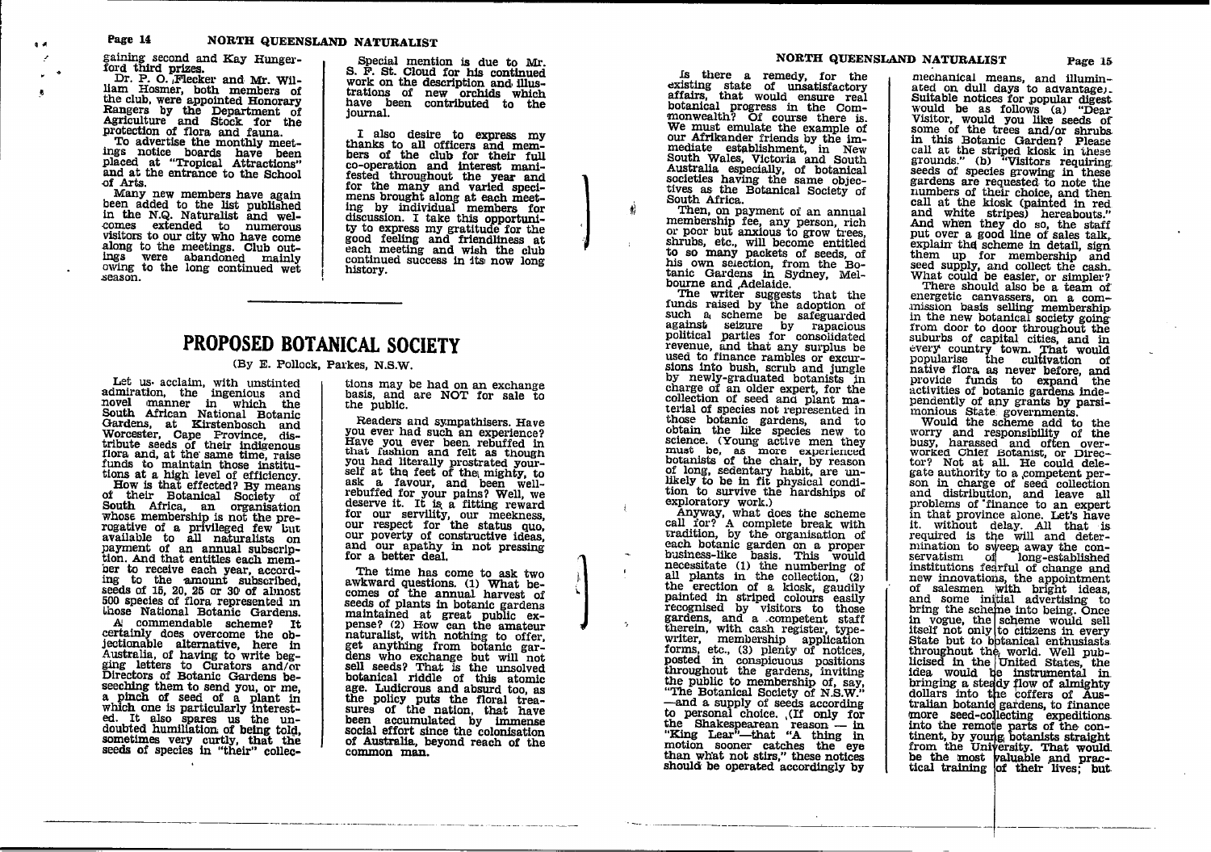gaining second and Kay Hungerford third prizes.

Dr. P. O. Flecker and Mr. William Hosmer, both members of the club, were appointed Honorary Rangers by the Department of Agriculture and Stock for the protection of flora and fauna.

To advertise the monthly meetings notice boards have been placed at "Tropical Attractions" and at the entrance to the School of Arts.

Many new members have again been added to the list published in the N.Q. Naturalist and welcomes extended to numerous visitors to our city who have come along to the meetings. Club outings were abandoned mainly owing to the long continued wet season.

Special mention is due to Mr. S. F. St. Cloud for his continued work on the description and illustrations of new orchids which have been contributed to the journal.

I also desire to express my thanks to all officers and members of the club for their full co-operation and interest manifested throughout the year and for the many and varied specimens brought along at each meeting by individual members for discussion. I take this opportunity to express my gratitude for the good feeling and friendliness at each meeting and wish the club continued success in its now long history.

# PROPOSED BOTANICAL SOCIETY

(By E. Pollock, Parkes, N.S.W.

Let us acclaim, with unstinted admiration, the ingenious and novel manner in which the South African National Botanic Gardens, at Kirstenbosch and Worcester, Cape Province, distribute seeds of their indigenous flora and, at the same time, raise funds to maintain those institutions at a high level of efficiency.

How is that effected? By means of their Botanical Society of South Africa, an organisation whose membership is not the prerogative of a privileged few but available to all naturalists on payment of an annual subscription. And that entitles each member to receive each year, according to the amount subscribed, seeds of 15, 20, 25 or 30 of almost 500 species of flora represented in those National Botanic Gardens.

A commendable scheme? It certainly does overcome the objectionable alternative, here in Australia, of having to write begging letters to Curators and/or Directors of Botanic Gardens beseeching them to send you, or me, a pinch of seed of a plant in which one is particularly interested. It also spares us the undoubted humiliation of being told, sometimes very curtly, that the seeds of species in "their" collections may be had on an exchange basis, and are NOT for sale to the public.

Readers and sympathisers. Have you ever had such an experience? Have you ever been rebuffed in that fashion and felt as though you had literally prostrated yourself at the feet of the mighty, to ask a favour, and been well-rebuffed for your pains? Well, we deserve it. It is a fitting reward for our servility, our meekness, our respect for the status quo, our poverty of constructive ideas, and our apathy in not pressing for a better deal.

The time has come to ask two awkward questions. (1) What becomes of the annual harvest of seeds of plants in botanic gardens maintained at great public expense? (2) How can the amateur naturalist, with nothing to offer, get anything from botanic gardens who exchange but will not sell seeds? That is the unsolved botanical riddle of this atomic age. Ludicrous and absurd too, as the policy puts the floral treasures of the nation, that have been accumulated by immense social effort since the colonisation of Australia, beyond reach of the common man.

Is there a remedy, for the existing state of unsatisfactory affairs, that would ensure real botanical progress in the Commonwealth? Of course there is. We must emulate the example of our Afrikander friends by the immediate establishment, in New South Wales, Victoria and South Australia especially, of botanical societies having the same objectives as the Botanical Society of South Africa.

Then, on payment of an annual membership fee, any person, rich or poor but anxious to grow trees, shrubs, etc., will become entitled to so many packets of seeds, of his own selection, from the Botanic Gardens in Sydney, Melbourne and Adelaide.

The writer suggests that the funds raised by the adoption of such a scheme be safeguarded against seizure by rapacious political parties for consolidated revenue, and that any surplus be used to finance rambles or excursions into bush, scrub and jungle by newly-graduated botanists in charge of an older expert, for the collection of seed and plant material of species not represented in those botanic gardens, and to obtain the like species new to science. (Young active men they must be, as more experienced botanists of the chair, by reason of long, sedentary habit, are unlikely to be in fit physical condition to survive the hardships of exploratory work.)

Anyway, what does the scheme call for? A complete break with tradition, by the organisation of each botanic garden on a proper business-like basis. This would necessitate (1) the numbering of all plants in the collection, (2) the erection of a kiosk, gaudily painted in striped colours easily recognised by visitors to those gardens, and a competent staff therein, with cash register, typewriter, membership application forms, etc., (3) plenty of notices, posted in conspicuous positions throughout the gardens, inviting the public to membership of, say, "The Botanical Society of N.S.W." —and a supply of seeds according to personal choice. (If only for the Shakespearean reason — in "King Lear"—that "A thing in motion sooner catches the eye than what not stirs," these notices should be operated accordingly by mechanical means, and illuminated on dull days to advantage). Suitable notices for popular digest would be as follows (a) "Dear Visitor, would you like seeds of some of the trees and/or shrubs in this Botanic Garden? Please call at the striped kiosk in these grounds." (b) "Visitors requiring seeds of species growing in these gardens are requested to note the numbers of their choice, and then call at the kiosk (painted in red and white stripes) hereabouts." And when they do so, the staff put over a good line of sales talk, explain the scheme in detail, sign them up for membership and seed supply, and collect the cash. What could be easier, or simpler?

There should also be a team of energetic canvassers, on a commission basis selling membership in the new botanical society going from door to door throughout the suburbs of capital cities, and in every country town. That would popularise the cultivation of native flora as never before, and provide funds to expand the activities of botanic gardens independently of any grants by parsimonious State governments.

Would the scheme add to the worry and responsibility of the busy, harassed and often overworked Chief Botanist, or Director? Not at all. He could delegate authority to a competent person in charge of seed collection and distribution, and leave all problems of finance to an expert in that province alone. Let's have it. without delay. All that is required is the will and determination to sweep away the conservatism of long-established institutions fearful of change and new innovations, the appointment of salesmen with bright ideas, and some initial advertising to bring the scheme into being. Once in vogue, the scheme would sell itself not only to citizens in every State but to botanical enthusiasts throughout the world. Well publicised in the United States, the idea would be instrumental in bringing a steady flow of almighty dollars into the coffers of Australian botanic gardens, to finance more seed-collecting expeditions into the remote parts of the continent, by young botanists straight from the University. That would be the most valuable and practical training of their lives; but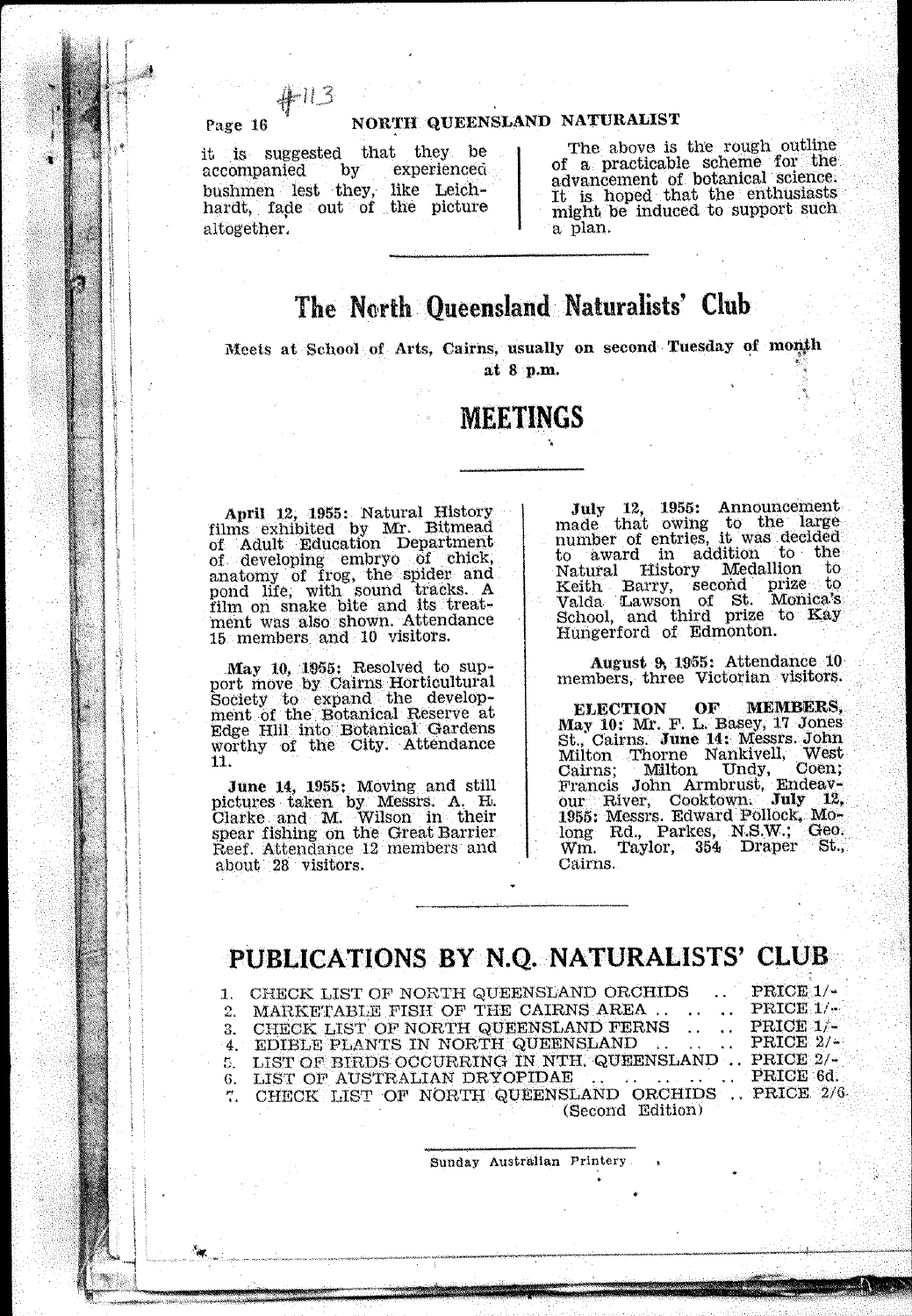it is suggested that they be accompanied by experienced bushmen lest they, like Leichhardt, fade out of the picture altogether.

The above is the rough outline of a practicable scheme for the advancement of botanical science. It is hoped that the enthusiasts might be induced to support such a plan.

---

# The North Queensland Naturalists' Club

Meets at School of Arts, Cairns, usually on second Tuesday of month at 8 p.m.

## MEETINGS

**April 12, 1955:** Natural History films exhibited by Mr. Bitmead of Adult Education Department of developing embryo of chick, anatomy of frog, the spider and pond life, with sound tracks. A film on snake bite and its treatment was also shown. Attendance 15 members and 10 visitors.

**May 10, 1955:** Resolved to support move by Cairns Horticultural Society to expand the development of the Botanical Reserve at Edge Hill into Botanical Gardens worthy of the City. Attendance 11.

**June 14, 1955:** Moving and still pictures taken by Messrs. A. H. Clarke and M. Wilson in their spear fishing on the Great Barrier Reef. Attendance 12 members and about 28 visitors.

**July 12, 1955:** Announcement made that owing to the large number of entries, it was decided to award in addition to the Natural History Medallion to Keith Barry, second prize to Valda Lawson of St. Monica's School, and third prize to Kay Hungerford of Edmonton.

**August 9, 1955:** Attendance 10 members, three Victorian visitors.

**ELECTION OF MEMBERS, May 10:** Mr. F. L. Basey, 17 Jones St., Cairns. **June 14:** Messrs. John Milton Thorne Nankivell, West Cairns; Milton Undy, Coen; Francis John Armbrust, Endeavour River, Cooktown. **July 12, 1955:** Messrs. Edward Pollock, Molong Rd., Parkes, N.S.W.; Geo. Wm. Taylor, 354 Draper St., Cairns.

---

## PUBLICATIONS BY N.Q. NATURALISTS' CLUB

1. CHECK LIST OF NORTH QUEENSLAND ORCHIDS .. PRICE 1/-
2. MARKETABLE FISH OF THE CAIRNS AREA .. .. .. PRICE 1/-
3. CHECK LIST OF NORTH QUEENSLAND FERNS .. .. PRICE 1/-
4. EDIBLE PLANTS IN NORTH QUEENSLAND .. .. .. PRICE 2/-
5. LIST OF BIRDS OCCURRING IN NTH. QUEENSLAND .. PRICE 2/-
6. LIST OF AUSTRALIAN DRYOPIDAE .. .. .. .. PRICE 6d.
7. CHECK LIST OF NORTH QUEENSLAND ORCHIDS .. PRICE 2/6 (Second Edition)

---

Sunday Australian Printery